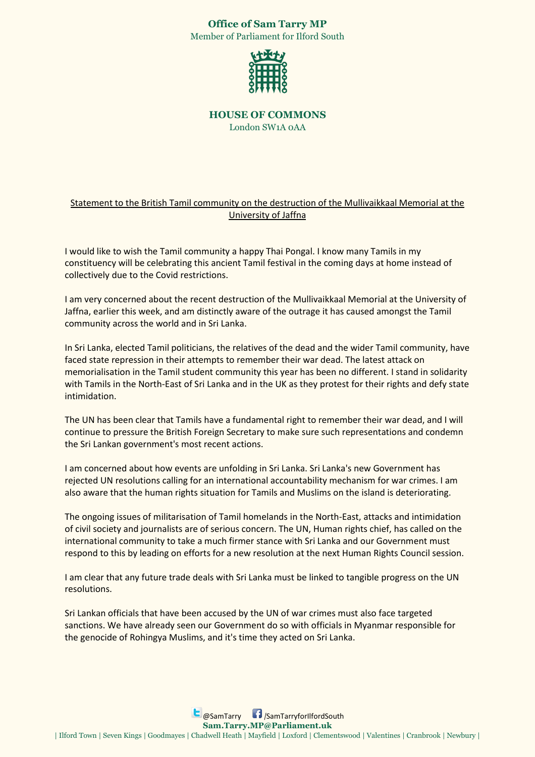**Office of Sam Tarry MP**
Member of Parliament for Ilford South

**HOUSE OF COMMONS**
London SW1A 0AA

<u>Statement to the British Tamil community on the destruction of the Mullivaikkaal Memorial at the University of Jaffna</u>

I would like to wish the Tamil community a happy Thai Pongal. I know many Tamils in my constituency will be celebrating this ancient Tamil festival in the coming days at home instead of collectively due to the Covid restrictions.

I am very concerned about the recent destruction of the Mullivaikkaal Memorial at the University of Jaffna, earlier this week, and am distinctly aware of the outrage it has caused amongst the Tamil community across the world and in Sri Lanka.

In Sri Lanka, elected Tamil politicians, the relatives of the dead and the wider Tamil community, have faced state repression in their attempts to remember their war dead. The latest attack on memorialisation in the Tamil student community this year has been no different. I stand in solidarity with Tamils in the North-East of Sri Lanka and in the UK as they protest for their rights and defy state intimidation.

The UN has been clear that Tamils have a fundamental right to remember their war dead, and I will continue to pressure the British Foreign Secretary to make sure such representations and condemn the Sri Lankan government's most recent actions.

I am concerned about how events are unfolding in Sri Lanka. Sri Lanka's new Government has rejected UN resolutions calling for an international accountability mechanism for war crimes. I am also aware that the human rights situation for Tamils and Muslims on the island is deteriorating.

The ongoing issues of militarisation of Tamil homelands in the North-East, attacks and intimidation of civil society and journalists are of serious concern. The UN, Human rights chief, has called on the international community to take a much firmer stance with Sri Lanka and our Government must respond to this by leading on efforts for a new resolution at the next Human Rights Council session.

I am clear that any future trade deals with Sri Lanka must be linked to tangible progress on the UN resolutions.

Sri Lankan officials that have been accused by the UN of war crimes must also face targeted sanctions. We have already seen our Government do so with officials in Myanmar responsible for the genocide of Rohingya Muslims, and it's time they acted on Sri Lanka.

@SamTarry /SamTarryforIlfordSouth
**Sam.Tarry.MP@Parliament.uk**
| Ilford Town | Seven Kings | Goodmayes | Chadwell Heath | Mayfield | Loxford | Clementswood | Valentines | Cranbrook | Newbury |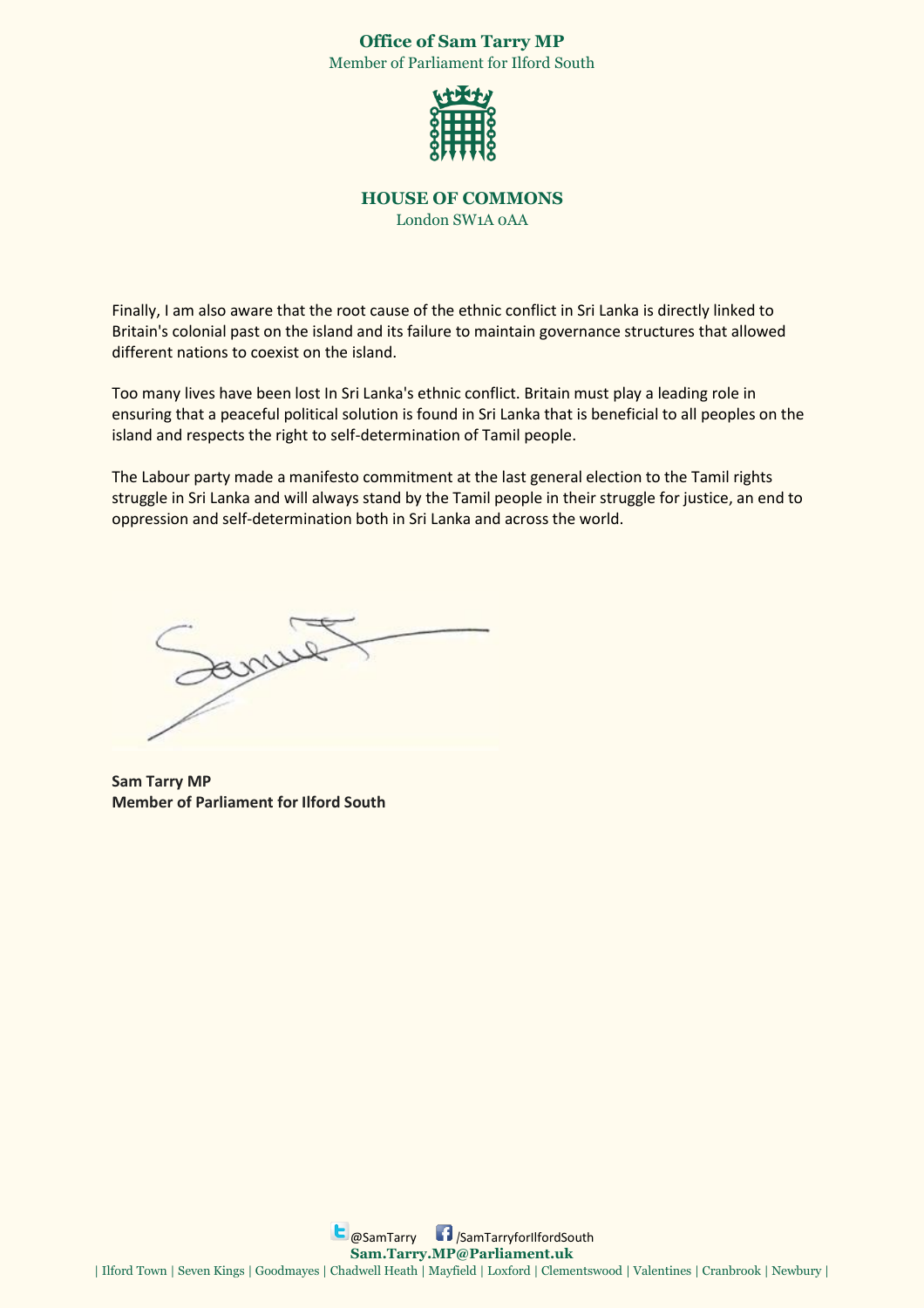**Office of Sam Tarry MP**
Member of Parliament for Ilford South

**HOUSE OF COMMONS**
London SW1A 0AA

Finally, I am also aware that the root cause of the ethnic conflict in Sri Lanka is directly linked to Britain's colonial past on the island and its failure to maintain governance structures that allowed different nations to coexist on the island.

Too many lives have been lost In Sri Lanka's ethnic conflict. Britain must play a leading role in ensuring that a peaceful political solution is found in Sri Lanka that is beneficial to all peoples on the island and respects the right to self-determination of Tamil people.

The Labour party made a manifesto commitment at the last general election to the Tamil rights struggle in Sri Lanka and will always stand by the Tamil people in their struggle for justice, an end to oppression and self-determination both in Sri Lanka and across the world.

**Sam Tarry MP**
**Member of Parliament for Ilford South**

@SamTarry /SamTarryforIlfordSouth
**Sam.Tarry.MP@Parliament.uk**
| Ilford Town | Seven Kings | Goodmayes | Chadwell Heath | Mayfield | Loxford | Clementswood | Valentines | Cranbrook | Newbury |